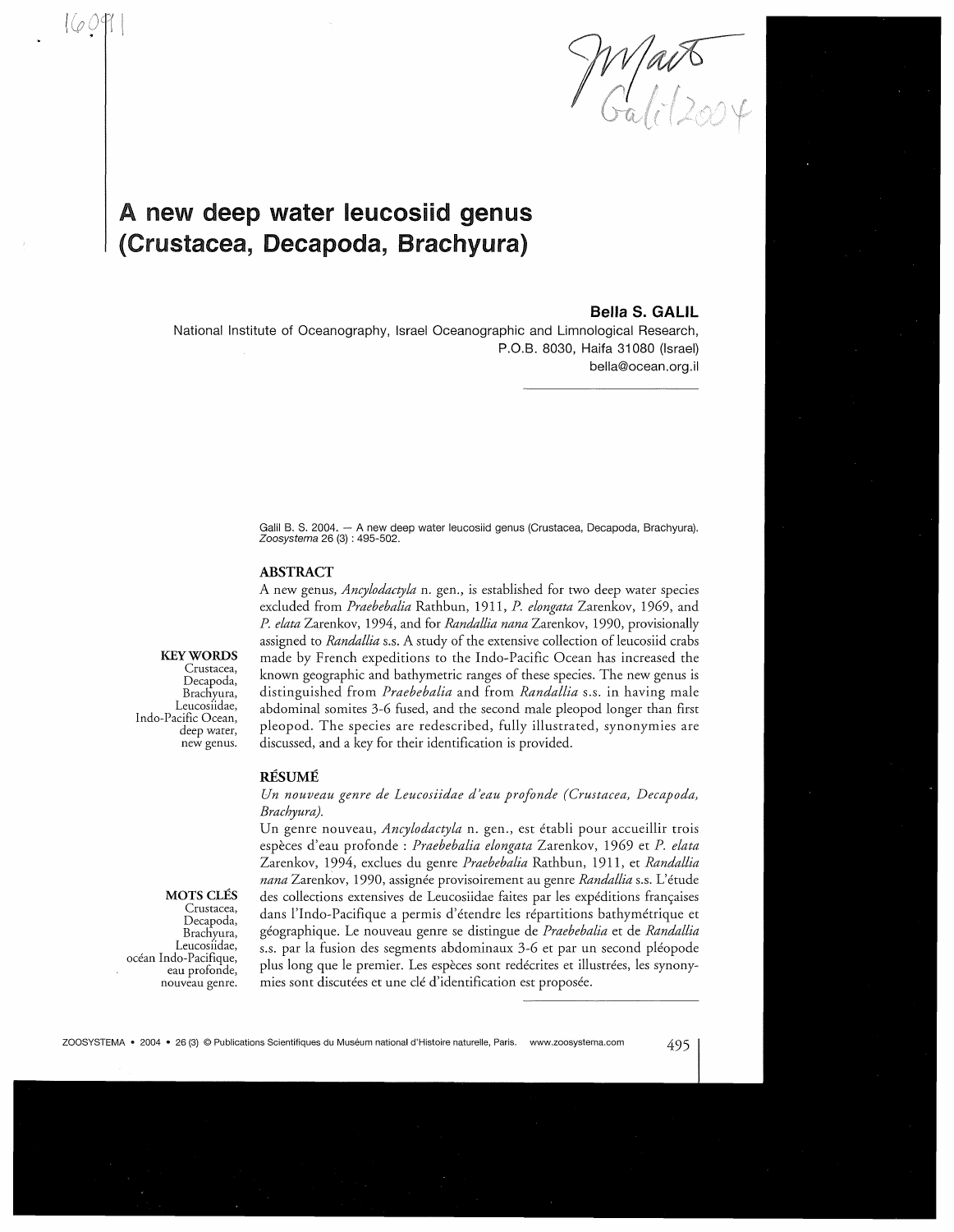# A new deep water leucosiid genus (Crustacea, Decapoda, Brachyura)

**Bella S. GALIL**

National Institute of Oceanography, Israel Oceanographic and Limnological Research, P.O.B. 8030, Haifa 31080 (Israel)
bella@ocean.org.il

Galil B. S. 2004. — A new deep water leucosiid genus (Crustacea, Decapoda, Brachyura). *Zoosystema* 26 (3) : 495-502.

## ABSTRACT

A new genus, *Ancylodactyla* n. gen., is established for two deep water species excluded from *Praebebalia* Rathbun, 1911, *P. elongata* Zarenkov, 1969, and *P. elata* Zarenkov, 1994, and for *Randallia nana* Zarenkov, 1990, provisionally assigned to *Randallia* s.s. A study of the extensive collection of leucosiid crabs made by French expeditions to the Indo-Pacific Ocean has increased the known geographic and bathymetric ranges of these species. The new genus is distinguished from *Praebebalia* and from *Randallia* s.s. in having male abdominal somites 3-6 fused, and the second male pleopod longer than first pleopod. The species are redescribed, fully illustrated, synonymies are discussed, and a key for their identification is provided.

**KEY WORDS**
Crustacea, Decapoda, Brachyura, Leucosiidae, Indo-Pacific Ocean, deep water, new genus.

## RÉSUMÉ

*Un nouveau genre de Leucosiidae d'eau profonde (Crustacea, Decapoda, Brachyura).*

Un genre nouveau, *Ancylodactyla* n. gen., est établi pour accueillir trois espèces d'eau profonde : *Praebebalia elongata* Zarenkov, 1969 et *P. elata* Zarenkov, 1994, exclues du genre *Praebebalia* Rathbun, 1911, et *Randallia nana* Zarenkov, 1990, assignée provisoirement au genre *Randallia* s.s. L'étude des collections extensives de Leucosiidae faites par les expéditions françaises dans l'Indo-Pacifique a permis d'étendre les répartitions bathymétrique et géographique. Le nouveau genre se distingue de *Praebebalia* et de *Randallia* s.s. par la fusion des segments abdominaux 3-6 et par un second pléopode plus long que le premier. Les espèces sont redécrites et illustrées, les synonymies sont discutées et une clé d'identification est proposée.

**MOTS CLÉS**
Crustacea, Decapoda, Brachyura, Leucosiidae, océan Indo-Pacifique, eau profonde, nouveau genre.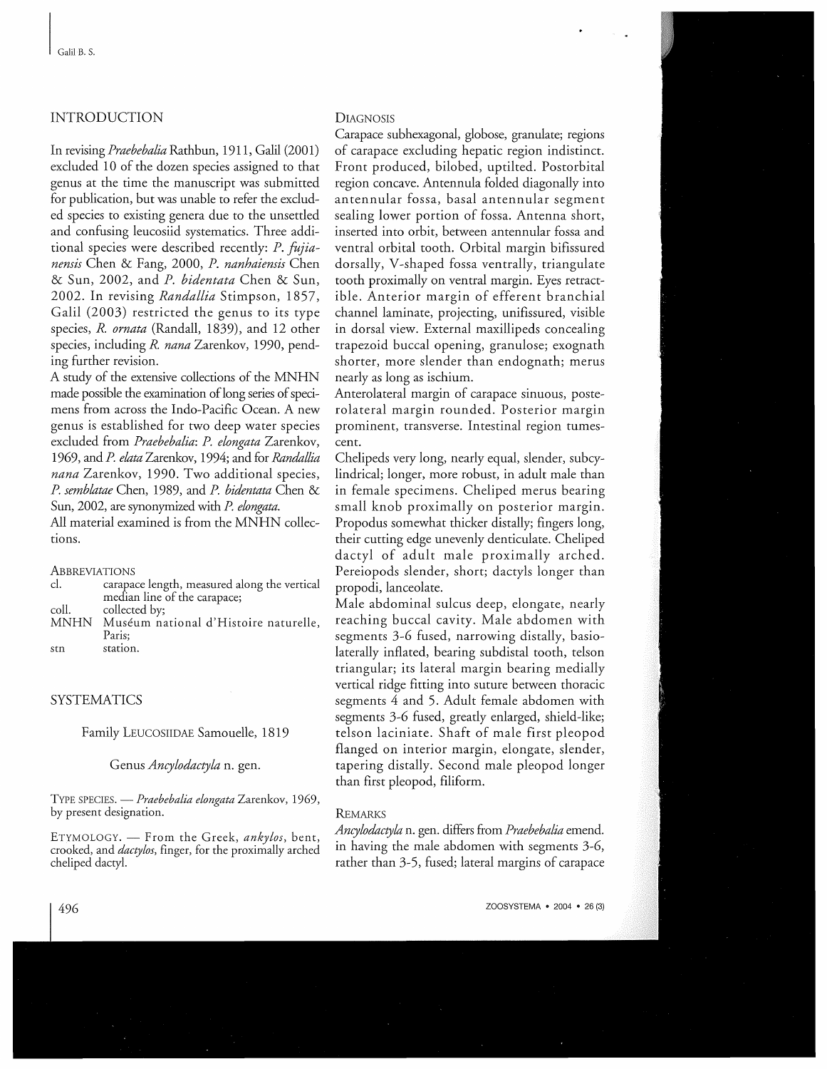## INTRODUCTION

In revising *Praebebalia* Rathbun, 1911, Galil (2001) excluded 10 of the dozen species assigned to that genus at the time the manuscript was submitted for publication, but was unable to refer the excluded species to existing genera due to the unsettled and confusing leucosiid systematics. Three additional species were described recently: *P. fujianensis* Chen & Fang, 2000, *P. nanhaiensis* Chen & Sun, 2002, and *P. bidentata* Chen & Sun, 2002. In revising *Randallia* Stimpson, 1857, Galil (2003) restricted the genus to its type species, *R. ornata* (Randall, 1839), and 12 other species, including *R. nana* Zarenkov, 1990, pending further revision.

A study of the extensive collections of the MNHN made possible the examination of long series of specimens from across the Indo-Pacific Ocean. A new genus is established for two deep water species excluded from *Praebebalia*: *P. elongata* Zarenkov, 1969, and *P. elata* Zarenkov, 1994; and for *Randallia nana* Zarenkov, 1990. Two additional species, *P. semblatae* Chen, 1989, and *P. bidentata* Chen & Sun, 2002, are synonymized with *P. elongata*.

All material examined is from the MNHN collections.

### ABBREVIATIONS

| | |
|---|---|
| cl. | carapace length, measured along the vertical median line of the carapace; |
| coll. | collected by; |
| MNHN | Muséum national d'Histoire naturelle, Paris; |
| stn | station. |

## SYSTEMATICS

Family LEUCOSIIDAE Samouelle, 1819

Genus *Ancylodactyla* n. gen.

TYPE SPECIES. — *Praebebalia elongata* Zarenkov, 1969, by present designation.

ETYMOLOGY. — From the Greek, *ankylos*, bent, crooked, and *dactylos*, finger, for the proximally arched cheliped dactyl.

### DIAGNOSIS

Carapace subhexagonal, globose, granulate; regions of carapace excluding hepatic region indistinct. Front produced, bilobed, uptilted. Postorbital region concave. Antennula folded diagonally into antennular fossa, basal antennular segment sealing lower portion of fossa. Antenna short, inserted into orbit, between antennular fossa and ventral orbital tooth. Orbital margin bifissured dorsally, V-shaped fossa ventrally, triangulate tooth proximally on ventral margin. Eyes retractible. Anterior margin of efferent branchial channel laminate, projecting, unifissured, visible in dorsal view. External maxillipeds concealing trapezoid buccal opening, granulose; exognath shorter, more slender than endognath; merus nearly as long as ischium.

Anterolateral margin of carapace sinuous, posterolateral margin rounded. Posterior margin prominent, transverse. Intestinal region tumescent.

Chelipeds very long, nearly equal, slender, subcylindrical; longer, more robust, in adult male than in female specimens. Cheliped merus bearing small knob proximally on posterior margin. Propodus somewhat thicker distally; fingers long, their cutting edge unevenly denticulate. Cheliped dactyl of adult male proximally arched. Pereiopods slender, short; dactyls longer than propodi, lanceolate.

Male abdominal sulcus deep, elongate, nearly reaching buccal cavity. Male abdomen with segments 3-6 fused, narrowing distally, basiolaterally inflated, bearing subdistal tooth, telson triangular; its lateral margin bearing medially vertical ridge fitting into suture between thoracic segments 4 and 5. Adult female abdomen with segments 3-6 fused, greatly enlarged, shield-like; telson laciniate. Shaft of male first pleopod flanged on interior margin, elongate, slender, tapering distally. Second male pleopod longer than first pleopod, filiform.

### REMARKS

*Ancylodactyla* n. gen. differs from *Praebebalia* emend. in having the male abdomen with segments 3-6, rather than 3-5, fused; lateral margins of carapace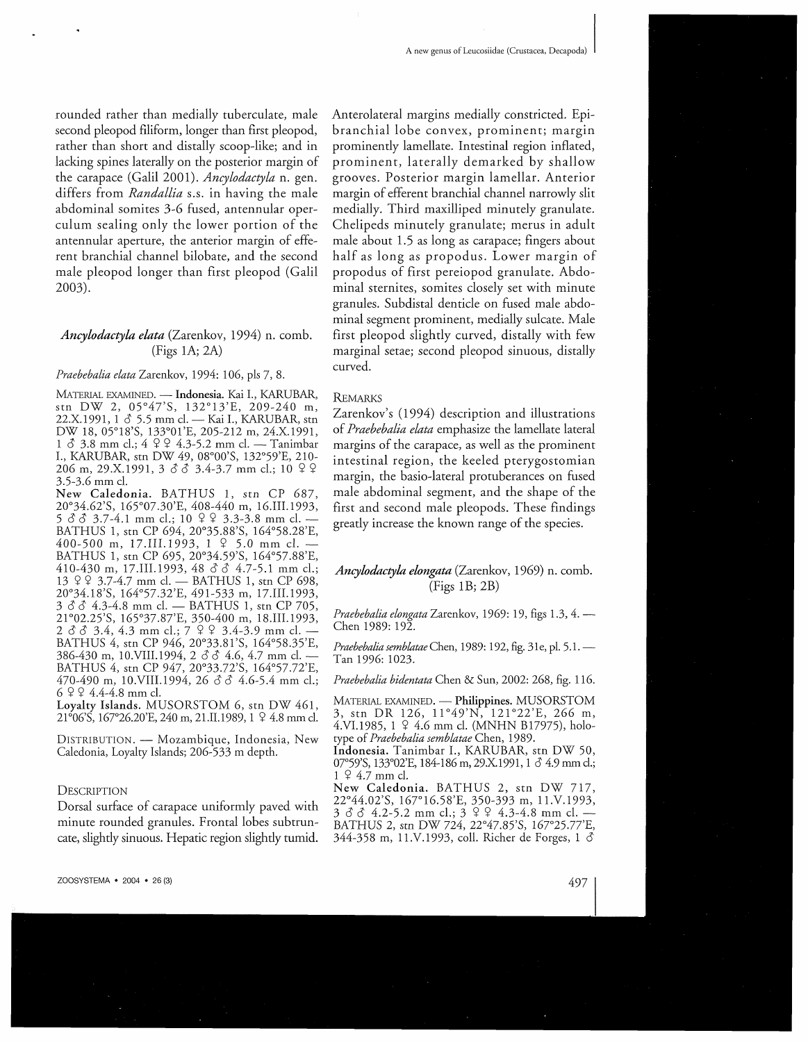rounded rather than medially tuberculate, male second pleopod filiform, longer than first pleopod, rather than short and distally scoop-like; and in lacking spines laterally on the posterior margin of the carapace (Galil 2001). *Ancylodactyla* n. gen. differs from *Randallia* s.s. in having the male abdominal somites 3-6 fused, antennular operculum sealing only the lower portion of the antennular aperture, the anterior margin of efferent branchial channel bilobate, and the second male pleopod longer than first pleopod (Galil 2003).

## *Ancylodactyla elata* (Zarenkov, 1994) n. comb. (Figs 1A; 2A)

*Praebebalia elata* Zarenkov, 1994: 106, pls 7, 8.

MATERIAL EXAMINED. — **Indonesia.** Kai I., KARUBAR, stn DW 2, 05°47'S, 132°13'E, 209-240 m, 22.X.1991, 1 ♂ 5.5 mm cl. — Kai I., KARUBAR, stn DW 18, 05°18'S, 133°01'E, 205-212 m, 24.X.1991, 1 ♂ 3.8 mm cl.; 4 ♀♀ 4.3-5.2 mm cl. — Tanimbar I., KARUBAR, stn DW 49, 08°00'S, 132°59'E, 210-206 m, 29.X.1991, 3 ♂♂ 3.4-3.7 mm cl.; 10 ♀♀ 3.5-3.6 mm cl.
**New Caledonia.** BATHUS 1, stn CP 687, 20°34.62'S, 165°07.30'E, 408-440 m, 16.III.1993, 5 ♂♂ 3.7-4.1 mm cl.; 10 ♀♀ 3.3-3.8 mm cl. — BATHUS 1, stn CP 694, 20°35.88'S, 164°58.28'E, 400-500 m, 17.III.1993, 1 ♀ 5.0 mm cl. — BATHUS 1, stn CP 695, 20°34.59'S, 164°57.88'E, 410-430 m, 17.III.1993, 48 ♂♂ 4.7-5.1 mm cl.; 13 ♀♀ 3.7-4.7 mm cl. — BATHUS 1, stn CP 698, 20°34.18'S, 164°57.32'E, 491-533 m, 17.III.1993, 3 ♂♂ 4.3-4.8 mm cl. — BATHUS 1, stn CP 705, 21°02.25'S, 165°37.87'E, 350-400 m, 18.III.1993, 2 ♂♂ 3.4, 4.3 mm cl.; 7 ♀♀ 3.4-3.9 mm cl. — BATHUS 4, stn CP 946, 20°33.81'S, 164°58.35'E, 386-430 m, 10.VIII.1994, 2 ♂♂ 4.6, 4.7 mm cl. — BATHUS 4, stn CP 947, 20°33.72'S, 164°57.72'E, 470-490 m, 10.VIII.1994, 26 ♂♂ 4.6-5.4 mm cl.; 6 ♀♀ 4.4-4.8 mm cl.
**Loyalty Islands.** MUSORSTOM 6, stn DW 461, 21°06'S, 167°26.20'E, 240 m, 21.II.1989, 1 ♀ 4.8 mm cl.

DISTRIBUTION. — Mozambique, Indonesia, New Caledonia, Loyalty Islands; 206-533 m depth.

### DESCRIPTION

Dorsal surface of carapace uniformly paved with minute rounded granules. Frontal lobes subtruncate, slightly sinuous. Hepatic region slightly tumid. Anterolateral margins medially constricted. Epibranchial lobe convex, prominent; margin prominently lamellate. Intestinal region inflated, prominent, laterally demarked by shallow grooves. Posterior margin lamellar. Anterior margin of efferent branchial channel narrowly slit medially. Third maxilliped minutely granulate. Chelipeds minutely granulate; merus in adult male about 1.5 as long as carapace; fingers about half as long as propodus. Lower margin of propodus of first pereiopod granulate. Abdominal sternites, somites closely set with minute granules. Subdistal denticle on fused male abdominal segment prominent, medially sulcate. Male first pleopod slightly curved, distally with few marginal setae; second pleopod sinuous, distally curved.

### REMARKS

Zarenkov's (1994) description and illustrations of *Praebebalia elata* emphasize the lamellate lateral margins of the carapace, as well as the prominent intestinal region, the keeled pterygostomian margin, the basio-lateral protuberances on fused male abdominal segment, and the shape of the first and second male pleopods. These findings greatly increase the known range of the species.

## *Ancylodactyla elongata* (Zarenkov, 1969) n. comb. (Figs 1B; 2B)

*Praebebalia elongata* Zarenkov, 1969: 19, figs 1.3, 4. — Chen 1989: 192.

*Praebebalia semblatae* Chen, 1989: 192, fig. 31e, pl. 5.1. — Tan 1996: 1023.

*Praebebalia bidentata* Chen & Sun, 2002: 268, fig. 116.

MATERIAL EXAMINED. — **Philippines.** MUSORSTOM 3, stn DR 126, 11°49'N, 121°22'E, 266 m, 4.VI.1985, 1 ♀ 4.6 mm cl. (MNHN B17975), holotype of *Praebebalia semblatae* Chen, 1989.
**Indonesia.** Tanimbar I., KARUBAR, stn DW 50, 07°59'S, 133°02'E, 184-186 m, 29.X.1991, 1 ♂ 4.9 mm cl.; 1 ♀ 4.7 mm cl.
**New Caledonia.** BATHUS 2, stn DW 717, 22°44.02'S, 167°16.58'E, 350-393 m, 11.V.1993, 3 ♂♂ 4.2-5.2 mm cl.; 3 ♀♀ 4.3-4.8 mm cl. — BATHUS 2, stn DW 724, 22°47.85'S, 167°25.77'E, 344-358 m, 11.V.1993, coll. Richer de Forges, 1 ♂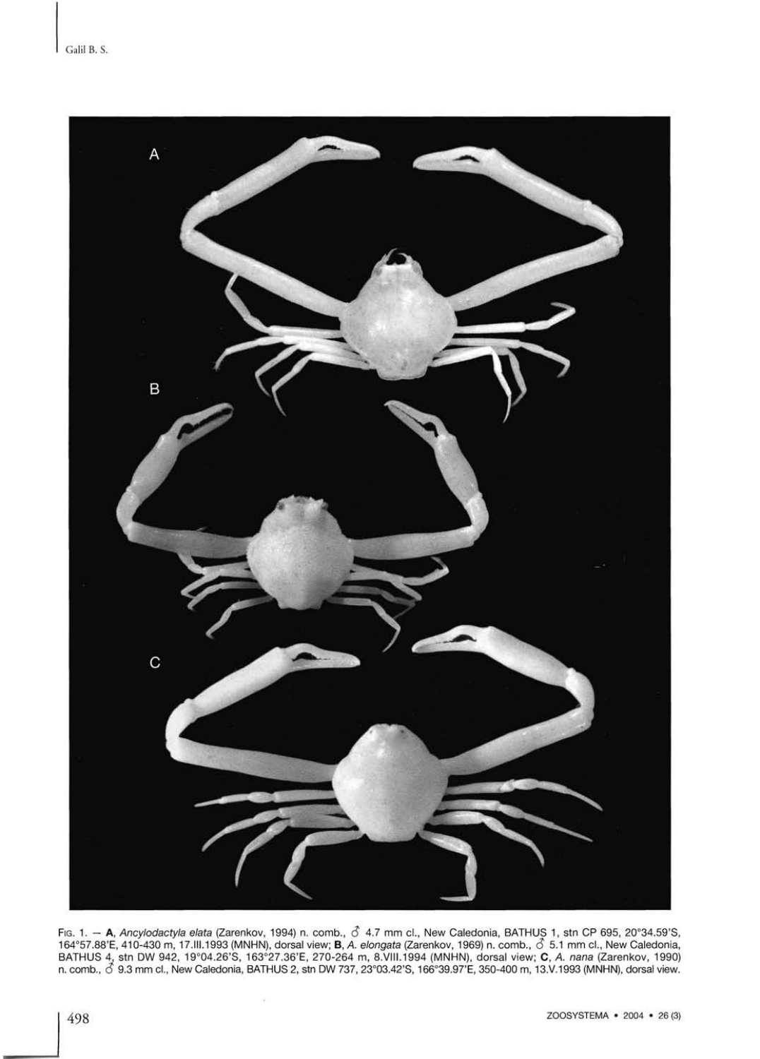FIG. 1. — **A**, *Ancylodactyla elata* (Zarenkov, 1994) n. comb., ♂ 4.7 mm cl., New Caledonia, BATHUS 1, stn CP 695, 20°34.59'S, 164°57.88'E, 410-430 m, 17.III.1993 (MNHN), dorsal view; **B**, *A. elongata* (Zarenkov, 1969) n. comb., ♂ 5.1 mm cl., New Caledonia, BATHUS 4, stn DW 942, 19°04.26'S, 163°27.36'E, 270-264 m, 8.VIII.1994 (MNHN), dorsal view; **C**, *A. nana* (Zarenkov, 1990) n. comb., ♂ 9.3 mm cl., New Caledonia, BATHUS 2, stn DW 737, 23°03.42'S, 166°39.97'E, 350-400 m, 13.V.1993 (MNHN), dorsal view.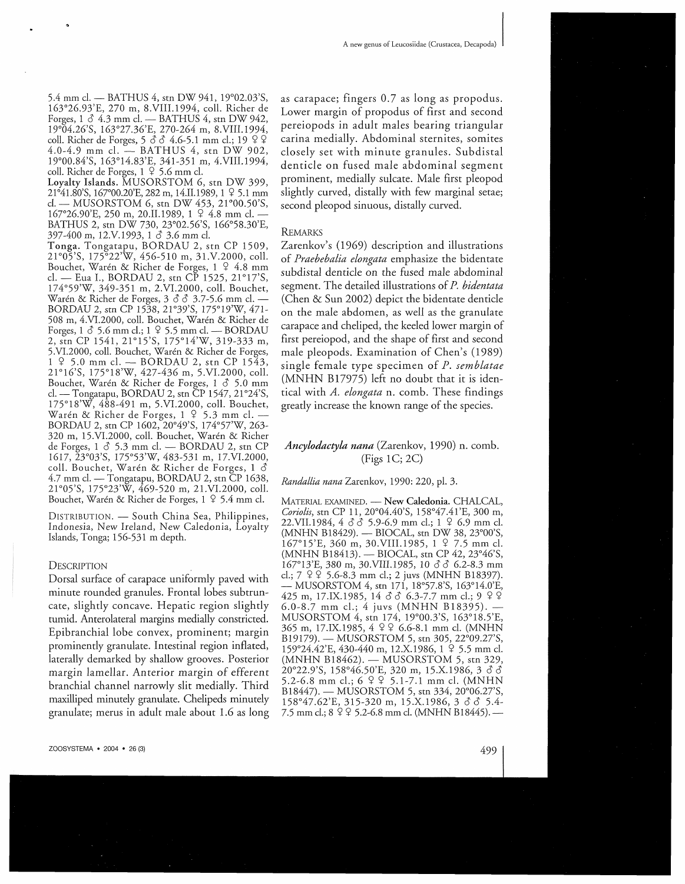5.4 mm cl. — BATHUS 4, stn DW 941, 19°02.03'S, 163°26.93'E, 270 m, 8.VIII.1994, coll. Richer de Forges, 1 ♂ 4.3 mm cl. — BATHUS 4, stn DW 942, 19°04.26'S, 163°27.36'E, 270-264 m, 8.VIII.1994, coll. Richer de Forges, 5 ♂♂ 4.6-5.1 mm cl.; 19 ♀♀ 4.0-4.9 mm cl. — BATHUS 4, stn DW 902, 19°00.84'S, 163°14.83'E, 341-351 m, 4.VIII.1994, coll. Richer de Forges, 1 ♀ 5.6 mm cl.

**Loyalty Islands.** MUSORSTOM 6, stn DW 399, 21°41.80'S, 167°00.20'E, 282 m, 14.II.1989, 1 ♀ 5.1 mm cl. — MUSORSTOM 6, stn DW 453, 21°00.50'S, 167°26.90'E, 250 m, 20.II.1989, 1 ♀ 4.8 mm cl. — BATHUS 2, stn DW 730, 23°02.56'S, 166°58.30'E, 397-400 m, 12.V.1993, 1 ♂ 3.6 mm cl.

**Tonga.** Tongatapu, BORDAU 2, stn CP 1509, 21°05'S, 175°22'W, 456-510 m, 31.V.2000, coll. Bouchet, Warén & Richer de Forges, 1 ♀ 4.8 mm cl. — Eua I., BORDAU 2, stn CP 1525, 21°17'S, 174°59'W, 349-351 m, 2.VI.2000, coll. Bouchet, Warén & Richer de Forges, 3 ♂♂ 3.7-5.6 mm cl. — BORDAU 2, stn CP 1538, 21°39'S, 175°19'W, 471-508 m, 4.VI.2000, coll. Bouchet, Warén & Richer de Forges, 1 ♂ 5.6 mm cl.; 1 ♀ 5.5 mm cl. — BORDAU 2, stn CP 1541, 21°15'S, 175°14'W, 319-333 m, 5.VI.2000, coll. Bouchet, Warén & Richer de Forges, 1 ♀ 5.0 mm cl. — BORDAU 2, stn CP 1543, 21°16'S, 175°18'W, 427-436 m, 5.VI.2000, coll. Bouchet, Warén & Richer de Forges, 1 ♂ 5.0 mm cl. — Tongatapu, BORDAU 2, stn CP 1547, 21°24'S, 175°18'W, 488-491 m, 5.VI.2000, coll. Bouchet, Warén & Richer de Forges, 1 ♀ 5.3 mm cl. — BORDAU 2, stn CP 1602, 20°49'S, 174°57'W, 263-320 m, 15.VI.2000, coll. Bouchet, Warén & Richer de Forges, 1 ♂ 5.3 mm cl. — BORDAU 2, stn CP 1617, 23°03'S, 175°53'W, 483-531 m, 17.VI.2000, coll. Bouchet, Warén & Richer de Forges, 1 ♂ 4.7 mm cl. — Tongatapu, BORDAU 2, stn CP 1638, 21°05'S, 175°23'W, 469-520 m, 21.VI.2000, coll. Bouchet, Warén & Richer de Forges, 1 ♀ 5.4 mm cl.

DISTRIBUTION. — South China Sea, Philippines, Indonesia, New Ireland, New Caledonia, Loyalty Islands, Tonga; 156-531 m depth.

### DESCRIPTION

Dorsal surface of carapace uniformly paved with minute rounded granules. Frontal lobes subtruncate, slightly concave. Hepatic region slightly tumid. Anterolateral margins medially constricted. Epibranchial lobe convex, prominent; margin prominently granulate. Intestinal region inflated, laterally demarked by shallow grooves. Posterior margin lamellar. Anterior margin of efferent branchial channel narrowly slit medially. Third maxilliped minutely granulate. Chelipeds minutely granulate; merus in adult male about 1.6 as long as carapace; fingers 0.7 as long as propodus. Lower margin of propodus of first and second pereiopods in adult males bearing triangular carina medially. Abdominal sternites, somites closely set with minute granules. Subdistal denticle on fused male abdominal segment prominent, medially sulcate. Male first pleopod slightly curved, distally with few marginal setae; second pleopod sinuous, distally curved.

### REMARKS

Zarenkov's (1969) description and illustrations of *Praebebalia elongata* emphasize the bidentate subdistal denticle on the fused male abdominal segment. The detailed illustrations of *P. bidentata* (Chen & Sun 2002) depict the bidentate denticle on the male abdomen, as well as the granulate carapace and cheliped, the keeled lower margin of first pereiopod, and the shape of first and second male pleopods. Examination of Chen's (1989) single female type specimen of *P. semblatae* (MNHN B17975) left no doubt that it is identical with *A. elongata* n. comb. These findings greatly increase the known range of the species.

## *Ancylodactyla nana* (Zarenkov, 1990) n. comb. (Figs 1C; 2C)

*Randallia nana* Zarenkov, 1990: 220, pl. 3.

MATERIAL EXAMINED. — **New Caledonia.** CHALCAL, *Coriolis*, stn CP 11, 20°04.40'S, 158°47.41'E, 300 m, 22.VII.1984, 4 ♂♂ 5.9-6.9 mm cl.; 1 ♀ 6.9 mm cl. (MNHN B18429). — BIOCAL, stn DW 38, 23°00'S, 167°15'E, 360 m, 30.VIII.1985, 1 ♀ 7.5 mm cl. (MNHN B18413). — BIOCAL, stn CP 42, 23°46'S, 167°13'E, 380 m, 30.VIII.1985, 10 ♂♂ 6.2-8.3 mm cl.; 7 ♀♀ 5.6-8.3 mm cl.; 2 juvs (MNHN B18397). — MUSORSTOM 4, stn 171, 18°57.8'S, 163°14.0'E, 425 m, 17.IX.1985, 14 ♂♂ 6.3-7.7 mm cl.; 9 ♀♀ 6.0-8.7 mm cl.; 4 juvs (MNHN B18395). — MUSORSTOM 4, stn 174, 19°00.3'S, 163°18.5'E, 365 m, 17.IX.1985, 4 ♀♀ 6.6-8.1 mm cl. (MNHN B19179). — MUSORSTOM 5, stn 305, 22°09.27'S, 159°24.42'E, 430-440 m, 12.X.1986, 1 ♀ 5.5 mm cl. (MNHN B18462). — MUSORSTOM 5, stn 329, 20°22.9'S, 158°46.50'E, 320 m, 15.X.1986, 3 ♂♂ 5.2-6.8 mm cl.; 6 ♀♀ 5.1-7.1 mm cl. (MNHN B18447). — MUSORSTOM 5, stn 334, 20°06.27'S, 158°47.62'E, 315-320 m, 15.X.1986, 3 ♂♂ 5.4-7.5 mm cl.; 8 ♀♀ 5.2-6.8 mm cl. (MNHN B18445). —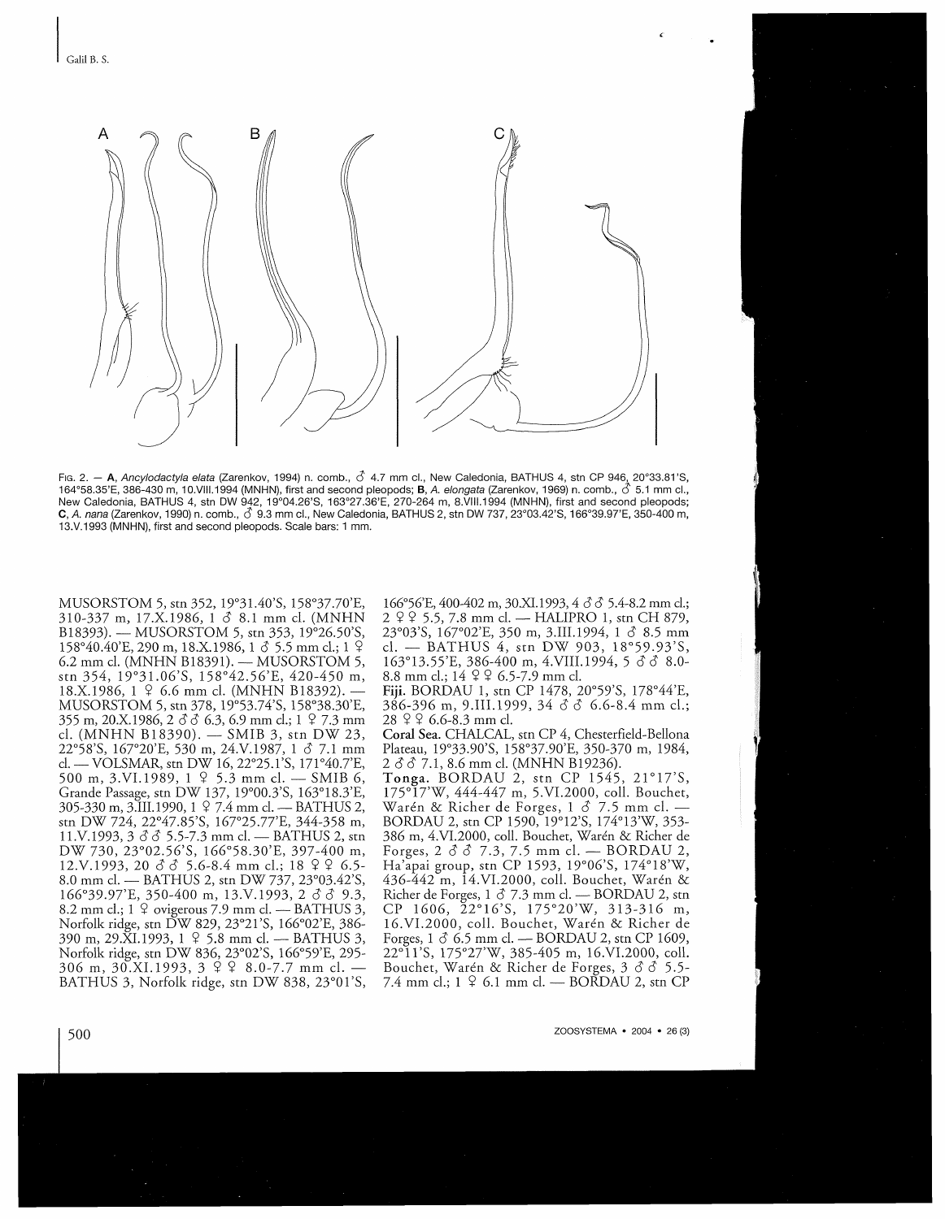FIG. 2. — **A**, *Ancylodactyla elata* (Zarenkov, 1994) n. comb., ♂ 4.7 mm cl., New Caledonia, BATHUS 4, stn CP 946, 20°33.81'S, 164°58.35'E, 386-430 m, 10.VIII.1994 (MNHN), first and second pleopods; **B**, *A. elongata* (Zarenkov, 1969) n. comb., ♂ 5.1 mm cl., New Caledonia, BATHUS 4, stn DW 942, 19°04.26'S, 163°27.36'E, 270-264 m, 8.VIII.1994 (MNHN), first and second pleopods; **C**, *A. nana* (Zarenkov, 1990) n. comb., ♂ 9.3 mm cl., New Caledonia, BATHUS 2, stn DW 737, 23°03.42'S, 166°39.97'E, 350-400 m, 13.V.1993 (MNHN), first and second pleopods. Scale bars: 1 mm.

MUSORSTOM 5, stn 352, 19°31.40'S, 158°37.70'E, 310-337 m, 17.X.1986, 1 ♂ 8.1 mm cl. (MNHN B18393). — MUSORSTOM 5, stn 353, 19°26.50'S, 158°40.40'E, 290 m, 18.X.1986, 1 ♂ 5.5 mm cl.; 1 ♀ 6.2 mm cl. (MNHN B18391). — MUSORSTOM 5, stn 354, 19°31.06'S, 158°42.56'E, 420-450 m, 18.X.1986, 1 ♀ 6.6 mm cl. (MNHN B18392). — MUSORSTOM 5, stn 378, 19°53.74'S, 158°38.30'E, 355 m, 20.X.1986, 2 ♂♂ 6.3, 6.9 mm cl.; 1 ♀ 7.3 mm cl. (MNHN B18390). — SMIB 3, stn DW 23, 22°58'S, 167°20'E, 530 m, 24.V.1987, 1 ♂ 7.1 mm cl. — VOLSMAR, stn DW 16, 22°25.1'S, 171°40.7'E, 500 m, 3.VI.1989, 1 ♀ 5.3 mm cl. — SMIB 6, Grande Passage, stn DW 137, 19°00.3'S, 163°18.3'E, 305-330 m, 3.III.1990, 1 ♀ 7.4 mm cl. — BATHUS 2, stn DW 724, 22°47.85'S, 167°25.77'E, 344-358 m, 11.V.1993, 3 ♂♂ 5.5-7.3 mm cl. — BATHUS 2, stn DW 730, 23°02.56'S, 166°58.30'E, 397-400 m, 12.V.1993, 20 ♂♂ 5.6-8.4 mm cl.; 18 ♀♀ 6.5-8.0 mm cl. — BATHUS 2, stn DW 737, 23°03.42'S, 166°39.97'E, 350-400 m, 13.V.1993, 2 ♂♂ 9.3, 8.2 mm cl.; 1 ♀ ovigerous 7.9 mm cl. — BATHUS 3, Norfolk ridge, stn DW 829, 23°21'S, 166°02'E, 386-390 m, 29.XI.1993, 1 ♀ 5.8 mm cl. — BATHUS 3, Norfolk ridge, stn DW 836, 23°02'S, 166°59'E, 295-306 m, 30.XI.1993, 3 ♀♀ 8.0-7.7 mm cl. — BATHUS 3, Norfolk ridge, stn DW 838, 23°01'S, 166°56'E, 400-402 m, 30.XI.1993, 4 ♂♂ 5.4-8.2 mm cl.; 2 ♀♀ 5.5, 7.8 mm cl. — HALIPRO 1, stn CH 879, 23°03'S, 167°02'E, 350 m, 3.III.1994, 1 ♂ 8.5 mm cl. — BATHUS 4, stn DW 903, 18°59.93'S, 163°13.55'E, 386-400 m, 4.VIII.1994, 5 ♂♂ 8.0-8.8 mm cl.; 14 ♀♀ 6.5-7.9 mm cl.

**Fiji.** BORDAU 1, stn CP 1478, 20°59'S, 178°44'E, 386-396 m, 9.III.1999, 34 ♂♂ 6.6-8.4 mm cl.; 28 ♀♀ 6.6-8.3 mm cl.

**Coral Sea.** CHALCAL, stn CP 4, Chesterfield-Bellona Plateau, 19°33.90'S, 158°37.90'E, 350-370 m, 1984, 2 ♂♂ 7.1, 8.6 mm cl. (MNHN B19236).

**Tonga.** BORDAU 2, stn CP 1545, 21°17'S, 175°17'W, 444-447 m, 5.VI.2000, coll. Bouchet, Warén & Richer de Forges, 1 ♂ 7.5 mm cl. — BORDAU 2, stn CP 1590, 19°12'S, 174°13'W, 353-386 m, 4.VI.2000, coll. Bouchet, Warén & Richer de Forges, 2 ♂♂ 7.3, 7.5 mm cl. — BORDAU 2, Ha'apai group, stn CP 1593, 19°06'S, 174°18'W, 436-442 m, 14.VI.2000, coll. Bouchet, Warén & Richer de Forges, 1 ♂ 7.3 mm cl. — BORDAU 2, stn CP 1606, 22°16'S, 175°20'W, 313-316 m, 16.VI.2000, coll. Bouchet, Warén & Richer de Forges, 1 ♂ 6.5 mm cl. — BORDAU 2, stn CP 1609, 22°11'S, 175°27'W, 385-405 m, 16.VI.2000, coll. Bouchet, Warén & Richer de Forges, 3 ♂♂ 5.5-7.4 mm cl.; 1 ♀ 6.1 mm cl. — BORDAU 2, stn CP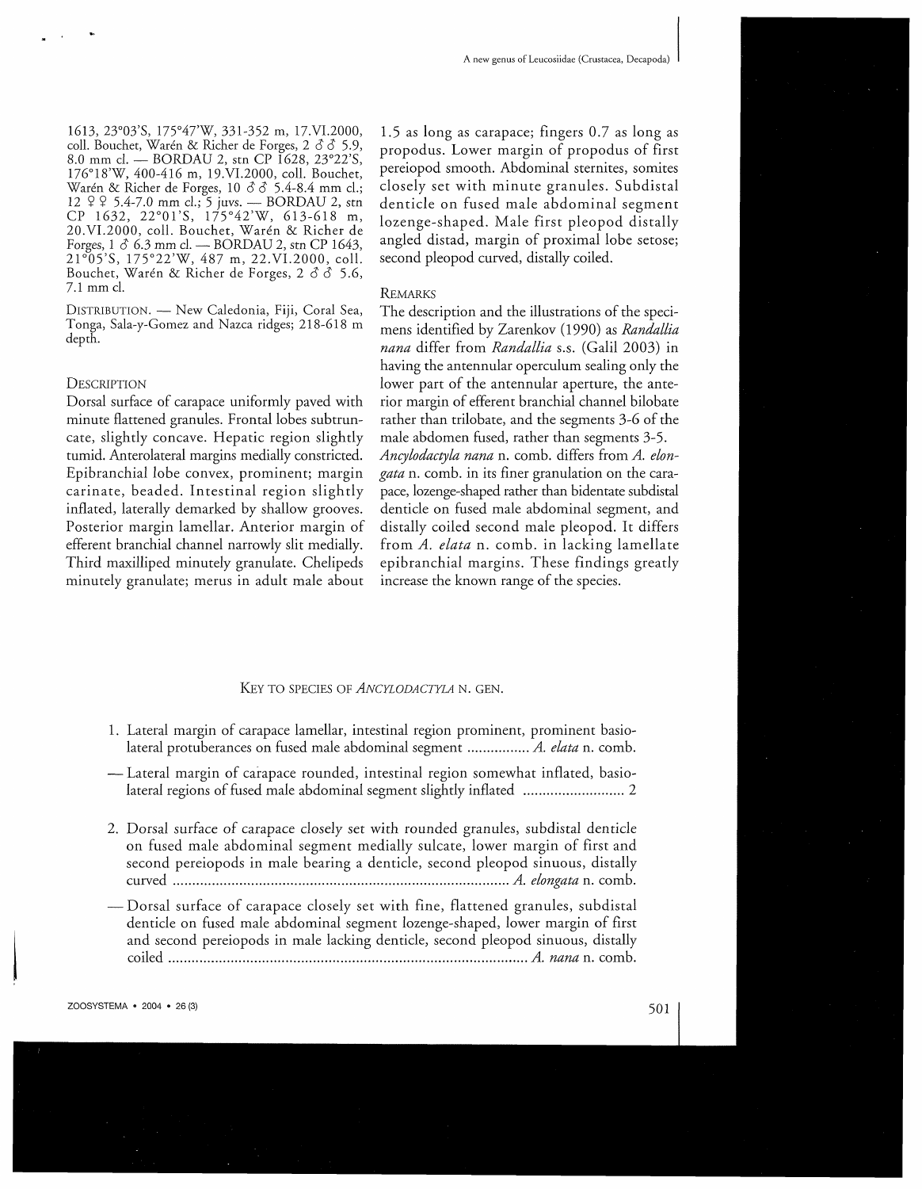1613, 23°03'S, 175°47'W, 331-352 m, 17.VI.2000, coll. Bouchet, Warén & Richer de Forges, 2 ♂♂ 5.9, 8.0 mm cl. — BORDAU 2, stn CP 1628, 23°22'S, 176°18'W, 400-416 m, 19.VI.2000, coll. Bouchet, Warén & Richer de Forges, 10 ♂♂ 5.4-8.4 mm cl.; 12 ♀♀ 5.4-7.0 mm cl.; 5 juvs. — BORDAU 2, stn CP 1632, 22°01'S, 175°42'W, 613-618 m, 20.VI.2000, coll. Bouchet, Warén & Richer de Forges, 1 ♂ 6.3 mm cl. — BORDAU 2, stn CP 1643, 21°05'S, 175°22'W, 487 m, 22.VI.2000, coll. Bouchet, Warén & Richer de Forges, 2 ♂♂ 5.6, 7.1 mm cl.

DISTRIBUTION. — New Caledonia, Fiji, Coral Sea, Tonga, Sala-y-Gomez and Nazca ridges; 218-618 m depth.

## DESCRIPTION

Dorsal surface of carapace uniformly paved with minute flattened granules. Frontal lobes subtruncate, slightly concave. Hepatic region slightly tumid. Anterolateral margins medially constricted. Epibranchial lobe convex, prominent; margin carinate, beaded. Intestinal region slightly inflated, laterally demarked by shallow grooves. Posterior margin lamellar. Anterior margin of efferent branchial channel narrowly slit medially. Third maxilliped minutely granulate. Chelipeds minutely granulate; merus in adult male about 1.5 as long as carapace; fingers 0.7 as long as propodus. Lower margin of propodus of first pereiopod smooth. Abdominal sternites, somites closely set with minute granules. Subdistal denticle on fused male abdominal segment lozenge-shaped. Male first pleopod distally angled distad, margin of proximal lobe setose; second pleopod curved, distally coiled.

## REMARKS

The description and the illustrations of the specimens identified by Zarenkov (1990) as *Randallia nana* differ from *Randallia* s.s. (Galil 2003) in having the antennular operculum sealing only the lower part of the antennular aperture, the anterior margin of efferent branchial channel bilobate rather than trilobate, and the segments 3-6 of the male abdomen fused, rather than segments 3-5. *Ancylodactyla nana* n. comb. differs from *A. elongata* n. comb. in its finer granulation on the carapace, lozenge-shaped rather than bidentate subdistal denticle on fused male abdominal segment, and distally coiled second male pleopod. It differs from *A. elata* n. comb. in lacking lamellate epibranchial margins. These findings greatly increase the known range of the species.

## KEY TO SPECIES OF *ANCYLODACTYLA* N. GEN.

1. Lateral margin of carapace lamellar, intestinal region prominent, prominent basio-lateral protuberances on fused male abdominal segment ................ *A. elata* n. comb.

— Lateral margin of carapace rounded, intestinal region somewhat inflated, basio-lateral regions of fused male abdominal segment slightly inflated .......................... 2

2. Dorsal surface of carapace closely set with rounded granules, subdistal denticle on fused male abdominal segment medially sulcate, lower margin of first and second pereiopods in male bearing a denticle, second pleopod sinuous, distally curved ....................................................................................... *A. elongata* n. comb.

— Dorsal surface of carapace closely set with fine, flattened granules, subdistal denticle on fused male abdominal segment lozenge-shaped, lower margin of first and second pereiopods in male lacking denticle, second pleopod sinuous, distally coiled ............................................................................................ *A. nana* n. comb.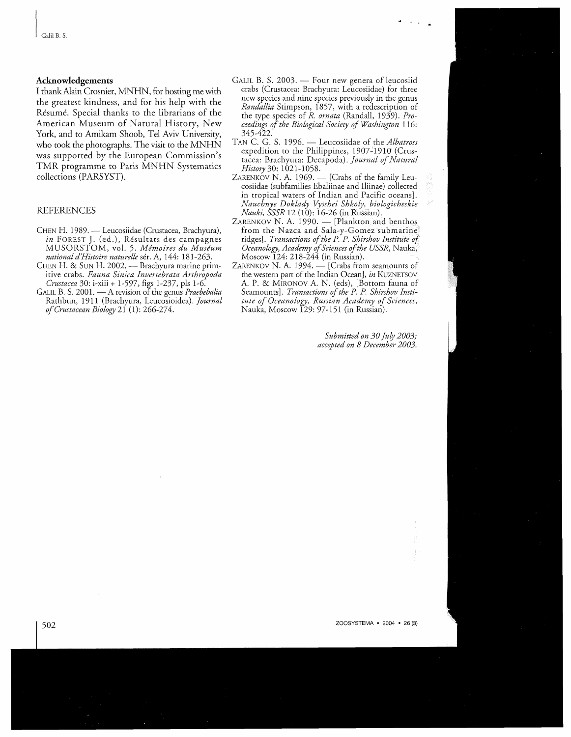## Acknowledgements

I thank Alain Crosnier, MNHN, for hosting me with the greatest kindness, and for his help with the Résumé. Special thanks to the librarians of the American Museum of Natural History, New York, and to Amikam Shoob, Tel Aviv University, who took the photographs. The visit to the MNHN was supported by the European Commission's TMR programme to Paris MNHN Systematics collections (PARSYST).

## REFERENCES

CHEN H. 1989. — Leucosiidae (Crustacea, Brachyura), *in* FOREST J. (ed.), Résultats des campagnes MUSORSTOM, vol. 5. *Mémoires du Muséum national d'Histoire naturelle* sér. A, 144: 181-263.

CHEN H. & SUN H. 2002. — Brachyura marine primitive crabs. *Fauna Sinica Invertebrata Arthropoda Crustacea* 30: i-xiii + 1-597, figs 1-237, pls 1-6.

GALIL B. S. 2001. — A revision of the genus *Praebebalia* Rathbun, 1911 (Brachyura, Leucosioidea). *Journal of Crustacean Biology* 21 (1): 266-274.

GALIL B. S. 2003. — Four new genera of leucosiid crabs (Crustacea: Brachyura: Leucosiidae) for three new species and nine species previously in the genus *Randallia* Stimpson, 1857, with a redescription of the type species of *R. ornata* (Randall, 1939). *Proceedings of the Biological Society of Washington* 116: 345-422.

TAN C. G. S. 1996. — Leucosiidae of the *Albatross* expedition to the Philippines, 1907-1910 (Crustacea: Brachyura: Decapoda). *Journal of Natural History* 30: 1021-1058.

ZARENKOV N. A. 1969. — [Crabs of the family Leucosiidae (subfamilies Ebaliinae and Iliinae) collected in tropical waters of Indian and Pacific oceans]. *Nauchnye Doklady Vysshei Shkoly, biologicheskie Nauki, SSSR* 12 (10): 16-26 (in Russian).

ZARENKOV N. A. 1990. — [Plankton and benthos from the Nazca and Sala-y-Gomez submarine ridges]. *Transactions of the P. P. Shirshov Institute of Oceanology, Academy of Sciences of the USSR*, Nauka, Moscow 124: 218-244 (in Russian).

ZARENKOV N. A. 1994. — [Crabs from seamounts of the western part of the Indian Ocean], *in* KUZNETSOV A. P. & MIRONOV A. N. (eds), [Bottom fauna of Seamounts]. *Transactions of the P. P. Shirshov Institute of Oceanology, Russian Academy of Sciences*, Nauka, Moscow 129: 97-151 (in Russian).

*Submitted on 30 July 2003; accepted on 8 December 2003.*